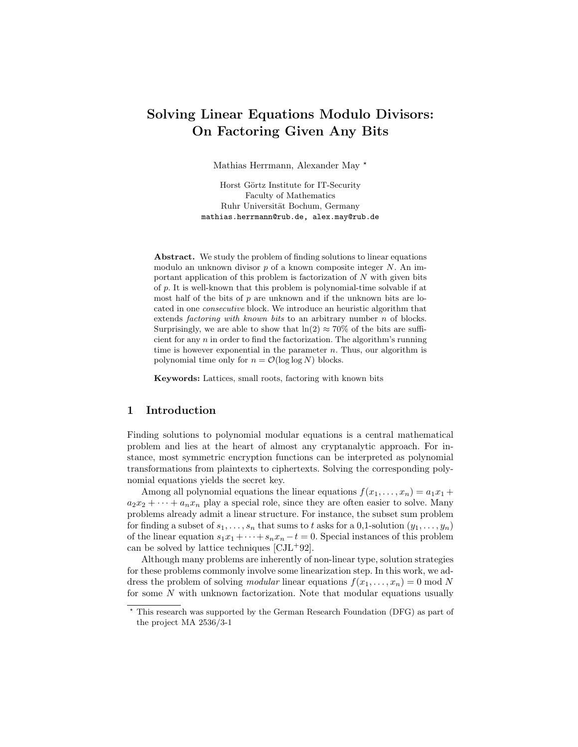# Solving Linear Equations Modulo Divisors: On Factoring Given Any Bits

Mathias Herrmann, Alexander May [*]

Horst Görtz Institute for IT-Security
Faculty of Mathematics
Ruhr Universität Bochum, Germany
mathias.herrmann@rub.de, alex.may@rub.de

**Abstract.** We study the problem of finding solutions to linear equations modulo an unknown divisor $p$ of a known composite integer $N$. An important application of this problem is factorization of $N$ with given bits of $p$. It is well-known that this problem is polynomial-time solvable if at most half of the bits of $p$ are unknown and if the unknown bits are located in one *consecutive* block. We introduce an heuristic algorithm that extends *factoring with known bits* to an arbitrary number $n$ of blocks. Surprisingly, we are able to show that $\ln(2) \approx 70\%$ of the bits are sufficient for any $n$ in order to find the factorization. The algorithm's running time is however exponential in the parameter $n$. Thus, our algorithm is polynomial time only for $n = \mathcal{O}(\log \log N)$ blocks.

**Keywords:** Lattices, small roots, factoring with known bits

## 1 Introduction

Finding solutions to polynomial modular equations is a central mathematical problem and lies at the heart of almost any cryptanalytic approach. For instance, most symmetric encryption functions can be interpreted as polynomial transformations from plaintexts to ciphertexts. Solving the corresponding polynomial equations yields the secret key.

Among all polynomial equations the linear equations $f(x_1, \ldots, x_n) = a_1x_1 + a_2x_2 + \cdots + a_nx_n$ play a special role, since they are often easier to solve. Many problems already admit a linear structure. For instance, the subset sum problem for finding a subset of $s_1, \ldots, s_n$ that sums to $t$ asks for a 0,1-solution $(y_1, \ldots, y_n)$ of the linear equation $s_1x_1 + \cdots + s_nx_n - t = 0$. Special instances of this problem can be solved by lattice techniques [CJL+92].

Although many problems are inherently of non-linear type, solution strategies for these problems commonly involve some linearization step. In this work, we address the problem of solving *modular* linear equations $f(x_1, \ldots, x_n) = 0 \bmod N$ for some $N$ with unknown factorization. Note that modular equations usually

[*] This research was supported by the German Research Foundation (DFG) as part of the project MA 2536/3-1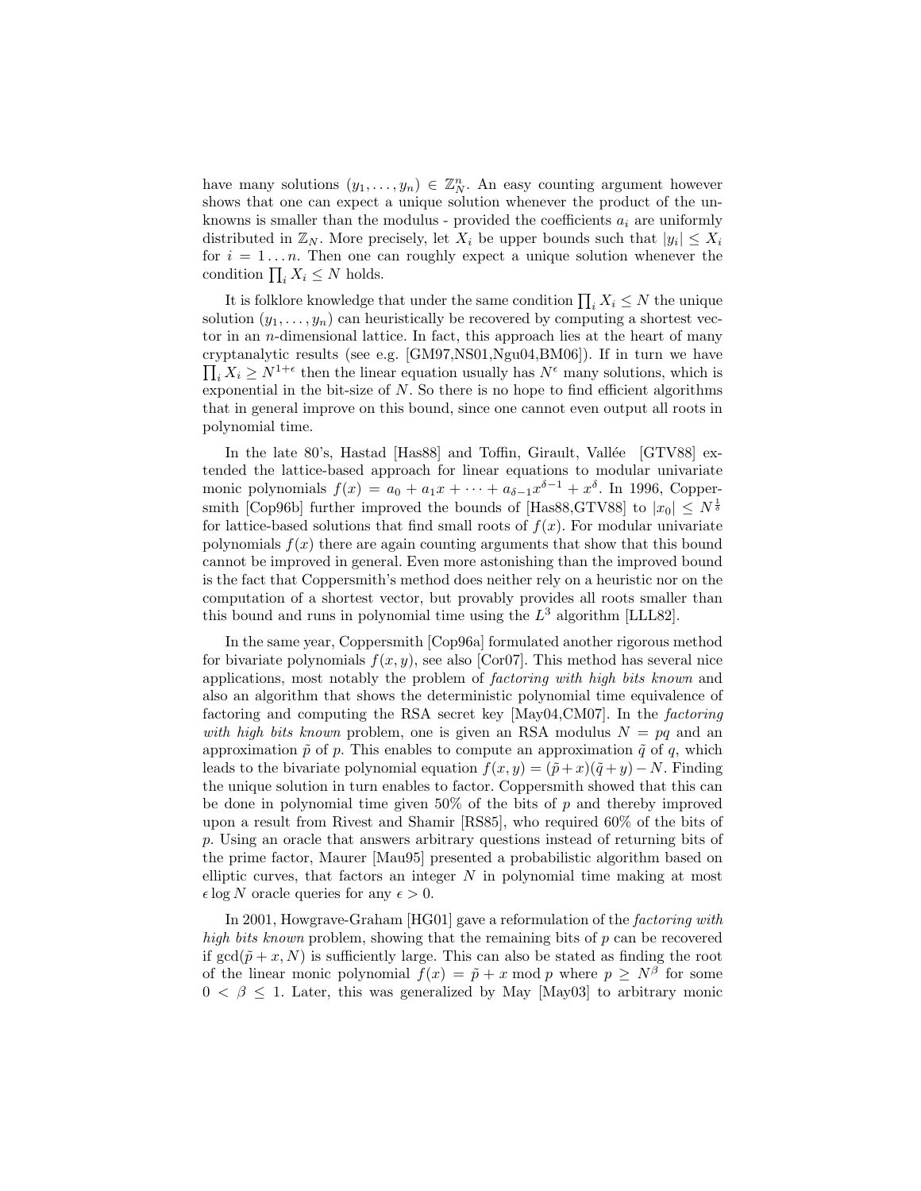have many solutions $(y_1, \ldots, y_n) \in \mathbb{Z}_N^n$. An easy counting argument however shows that one can expect a unique solution whenever the product of the unknowns is smaller than the modulus - provided the coefficients $a_i$ are uniformly distributed in $\mathbb{Z}_N$. More precisely, let $X_i$ be upper bounds such that $|y_i| \leq X_i$ for $i = 1 \ldots n$. Then one can roughly expect a unique solution whenever the condition $\prod_i X_i \leq N$ holds.

It is folklore knowledge that under the same condition $\prod_i X_i \leq N$ the unique solution $(y_1, \ldots, y_n)$ can heuristically be recovered by computing a shortest vector in an $n$-dimensional lattice. In fact, this approach lies at the heart of many cryptanalytic results (see e.g. [GM97,NS01,Ngu04,BM06]). If in turn we have $\prod_i X_i \geq N^{1+\epsilon}$ then the linear equation usually has $N^\epsilon$ many solutions, which is exponential in the bit-size of $N$. So there is no hope to find efficient algorithms that in general improve on this bound, since one cannot even output all roots in polynomial time.

In the late 80's, Hastad [Has88] and Toffin, Girault, Vallée [GTV88] extended the lattice-based approach for linear equations to modular univariate monic polynomials $f(x) = a_0 + a_1 x + \cdots + a_{\delta-1} x^{\delta-1} + x^\delta$. In 1996, Coppersmith [Cop96b] further improved the bounds of [Has88,GTV88] to $|x_0| \leq N^{\frac{1}{\delta}}$ for lattice-based solutions that find small roots of $f(x)$. For modular univariate polynomials $f(x)$ there are again counting arguments that show that this bound cannot be improved in general. Even more astonishing than the improved bound is the fact that Coppersmith's method does neither rely on a heuristic nor on the computation of a shortest vector, but provably provides all roots smaller than this bound and runs in polynomial time using the $L^3$ algorithm [LLL82].

In the same year, Coppersmith [Cop96a] formulated another rigorous method for bivariate polynomials $f(x, y)$, see also [Cor07]. This method has several nice applications, most notably the problem of *factoring with high bits known* and also an algorithm that shows the deterministic polynomial time equivalence of factoring and computing the RSA secret key [May04,CM07]. In the *factoring with high bits known* problem, one is given an RSA modulus $N = pq$ and an approximation $\tilde{p}$ of $p$. This enables to compute an approximation $\tilde{q}$ of $q$, which leads to the bivariate polynomial equation $f(x, y) = (\tilde{p} + x)(\tilde{q} + y) - N$. Finding the unique solution in turn enables to factor. Coppersmith showed that this can be done in polynomial time given 50% of the bits of $p$ and thereby improved upon a result from Rivest and Shamir [RS85], who required 60% of the bits of $p$. Using an oracle that answers arbitrary questions instead of returning bits of the prime factor, Maurer [Mau95] presented a probabilistic algorithm based on elliptic curves, that factors an integer $N$ in polynomial time making at most $\epsilon \log N$ oracle queries for any $\epsilon > 0$.

In 2001, Howgrave-Graham [HG01] gave a reformulation of the *factoring with high bits known* problem, showing that the remaining bits of $p$ can be recovered if $\gcd(\tilde{p} + x, N)$ is sufficiently large. This can also be stated as finding the root of the linear monic polynomial $f(x) = \tilde{p} + x \bmod p$ where $p \geq N^\beta$ for some $0 < \beta \leq 1$. Later, this was generalized by May [May03] to arbitrary monic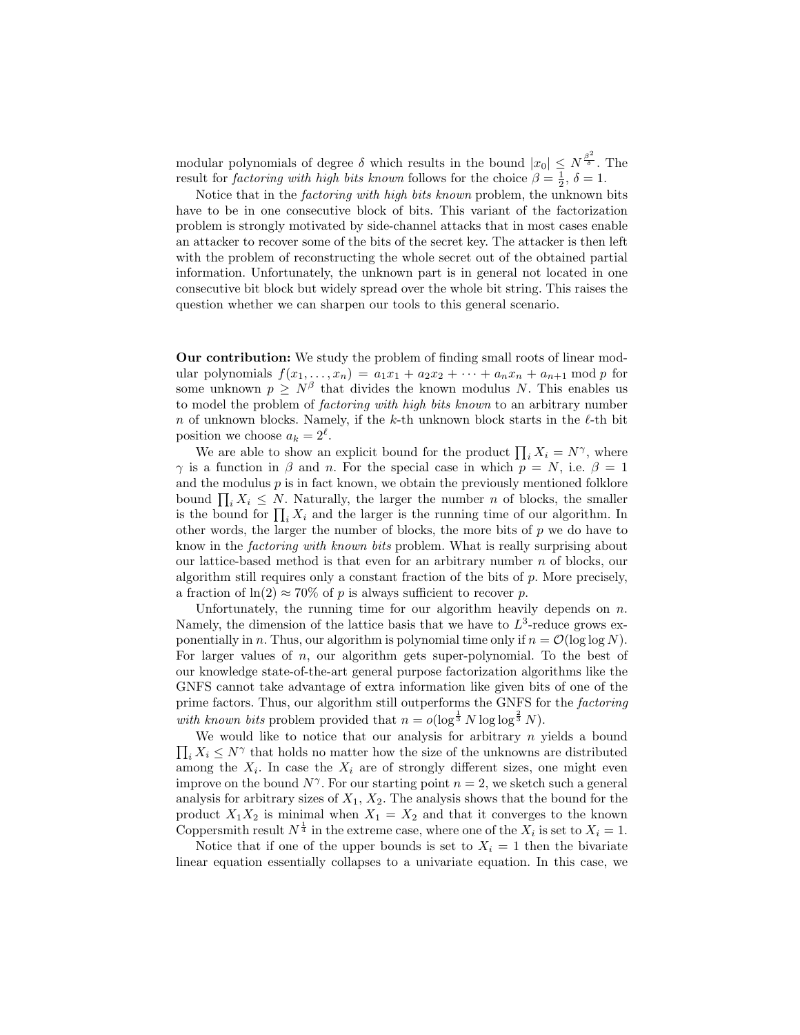modular polynomials of degree $\delta$ which results in the bound $|x_0| \leq N^{\frac{\beta^2}{\delta}}$. The result for *factoring with high bits known* follows for the choice $\beta = \frac{1}{2}$, $\delta = 1$.

Notice that in the *factoring with high bits known* problem, the unknown bits have to be in one consecutive block of bits. This variant of the factorization problem is strongly motivated by side-channel attacks that in most cases enable an attacker to recover some of the bits of the secret key. The attacker is then left with the problem of reconstructing the whole secret out of the obtained partial information. Unfortunately, the unknown part is in general not located in one consecutive bit block but widely spread over the whole bit string. This raises the question whether we can sharpen our tools to this general scenario.

**Our contribution:** We study the problem of finding small roots of linear modular polynomials $f(x_1, \ldots, x_n) = a_1x_1 + a_2x_2 + \cdots + a_nx_n + a_{n+1} \bmod p$ for some unknown $p \geq N^\beta$ that divides the known modulus $N$. This enables us to model the problem of *factoring with high bits known* to an arbitrary number $n$ of unknown blocks. Namely, if the $k$-th unknown block starts in the $\ell$-th bit position we choose $a_k = 2^\ell$.

We are able to show an explicit bound for the product $\prod_i X_i = N^\gamma$, where $\gamma$ is a function in $\beta$ and $n$. For the special case in which $p = N$, i.e. $\beta = 1$ and the modulus $p$ is in fact known, we obtain the previously mentioned folklore bound $\prod_i X_i \leq N$. Naturally, the larger the number $n$ of blocks, the smaller is the bound for $\prod_i X_i$ and the larger is the running time of our algorithm. In other words, the larger the number of blocks, the more bits of $p$ we do have to know in the *factoring with known bits* problem. What is really surprising about our lattice-based method is that even for an arbitrary number $n$ of blocks, our algorithm still requires only a constant fraction of the bits of $p$. More precisely, a fraction of $\ln(2) \approx 70\%$ of $p$ is always sufficient to recover $p$.

Unfortunately, the running time for our algorithm heavily depends on $n$. Namely, the dimension of the lattice basis that we have to $L^3$-reduce grows exponentially in $n$. Thus, our algorithm is polynomial time only if $n = \mathcal{O}(\log\log N)$. For larger values of $n$, our algorithm gets super-polynomial. To the best of our knowledge state-of-the-art general purpose factorization algorithms like the GNFS cannot take advantage of extra information like given bits of one of the prime factors. Thus, our algorithm still outperforms the GNFS for the *factoring with known bits* problem provided that $n = o(\log^{\frac{1}{3}} N \log\log^{\frac{2}{3}} N)$.

We would like to notice that our analysis for arbitrary $n$ yields a bound $\prod_i X_i \leq N^\gamma$ that holds no matter how the size of the unknowns are distributed among the $X_i$. In case the $X_i$ are of strongly different sizes, one might even improve on the bound $N^\gamma$. For our starting point $n = 2$, we sketch such a general analysis for arbitrary sizes of $X_1$, $X_2$. The analysis shows that the bound for the product $X_1X_2$ is minimal when $X_1 = X_2$ and that it converges to the known Coppersmith result $N^{\frac{1}{4}}$ in the extreme case, where one of the $X_i$ is set to $X_i = 1$.

Notice that if one of the upper bounds is set to $X_i = 1$ then the bivariate linear equation essentially collapses to a univariate equation. In this case, we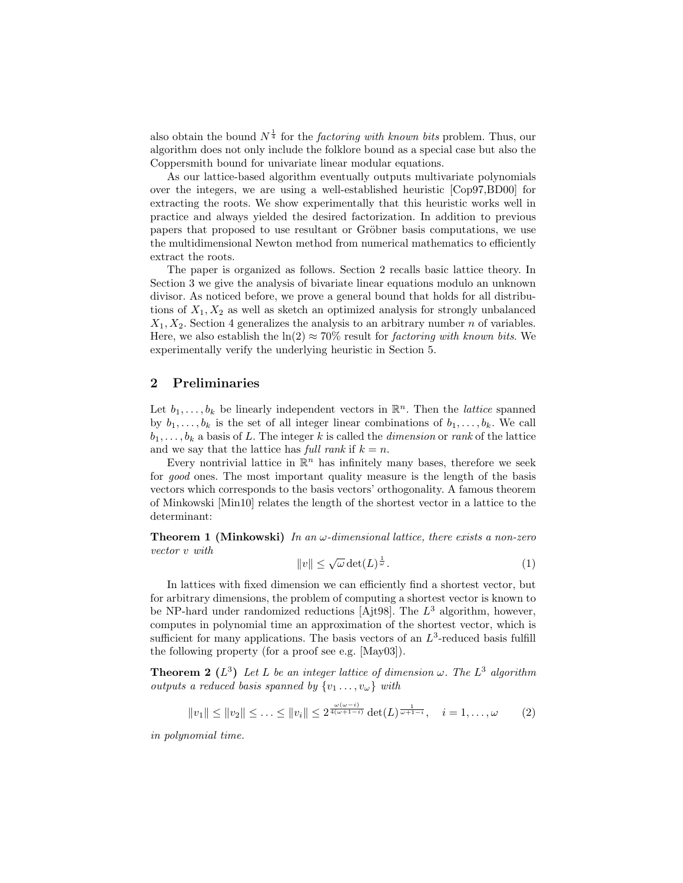also obtain the bound $N^{\frac{1}{4}}$ for the *factoring with known bits* problem. Thus, our algorithm does not only include the folklore bound as a special case but also the Coppersmith bound for univariate linear modular equations.

As our lattice-based algorithm eventually outputs multivariate polynomials over the integers, we are using a well-established heuristic [Cop97,BD00] for extracting the roots. We show experimentally that this heuristic works well in practice and always yielded the desired factorization. In addition to previous papers that proposed to use resultant or Gröbner basis computations, we use the multidimensional Newton method from numerical mathematics to efficiently extract the roots.

The paper is organized as follows. Section 2 recalls basic lattice theory. In Section 3 we give the analysis of bivariate linear equations modulo an unknown divisor. As noticed before, we prove a general bound that holds for all distributions of $X_1, X_2$ as well as sketch an optimized analysis for strongly unbalanced $X_1, X_2$. Section 4 generalizes the analysis to an arbitrary number $n$ of variables. Here, we also establish the $\ln(2) \approx 70\%$ result for *factoring with known bits*. We experimentally verify the underlying heuristic in Section 5.

## 2 Preliminaries

Let $b_1, \ldots, b_k$ be linearly independent vectors in $\mathbb{R}^n$. Then the *lattice* spanned by $b_1, \ldots, b_k$ is the set of all integer linear combinations of $b_1, \ldots, b_k$. We call $b_1, \ldots, b_k$ a basis of $L$. The integer $k$ is called the *dimension* or *rank* of the lattice and we say that the lattice has *full rank* if $k = n$.

Every nontrivial lattice in $\mathbb{R}^n$ has infinitely many bases, therefore we seek for *good* ones. The most important quality measure is the length of the basis vectors which corresponds to the basis vectors' orthogonality. A famous theorem of Minkowski [Min10] relates the length of the shortest vector in a lattice to the determinant:

**Theorem 1 (Minkowski)** *In an $\omega$-dimensional lattice, there exists a non-zero vector $v$ with*

$$\|v\| \leq \sqrt{\omega} \det(L)^{\frac{1}{\omega}}. \tag{1}$$

In lattices with fixed dimension we can efficiently find a shortest vector, but for arbitrary dimensions, the problem of computing a shortest vector is known to be NP-hard under randomized reductions [Ajt98]. The $L^3$ algorithm, however, computes in polynomial time an approximation of the shortest vector, which is sufficient for many applications. The basis vectors of an $L^3$-reduced basis fulfill the following property (for a proof see e.g. [May03]).

**Theorem 2 ($L^3$)** *Let $L$ be an integer lattice of dimension $\omega$. The $L^3$ algorithm outputs a reduced basis spanned by $\{v_1 \ldots, v_\omega\}$ with*

$$\|v_1\| \leq \|v_2\| \leq \ldots \leq \|v_i\| \leq 2^{\frac{\omega(\omega-i)}{4(\omega+1-i)}} \det(L)^{\frac{1}{\omega+1-i}}, \quad i = 1, \ldots, \omega \tag{2}$$

*in polynomial time.*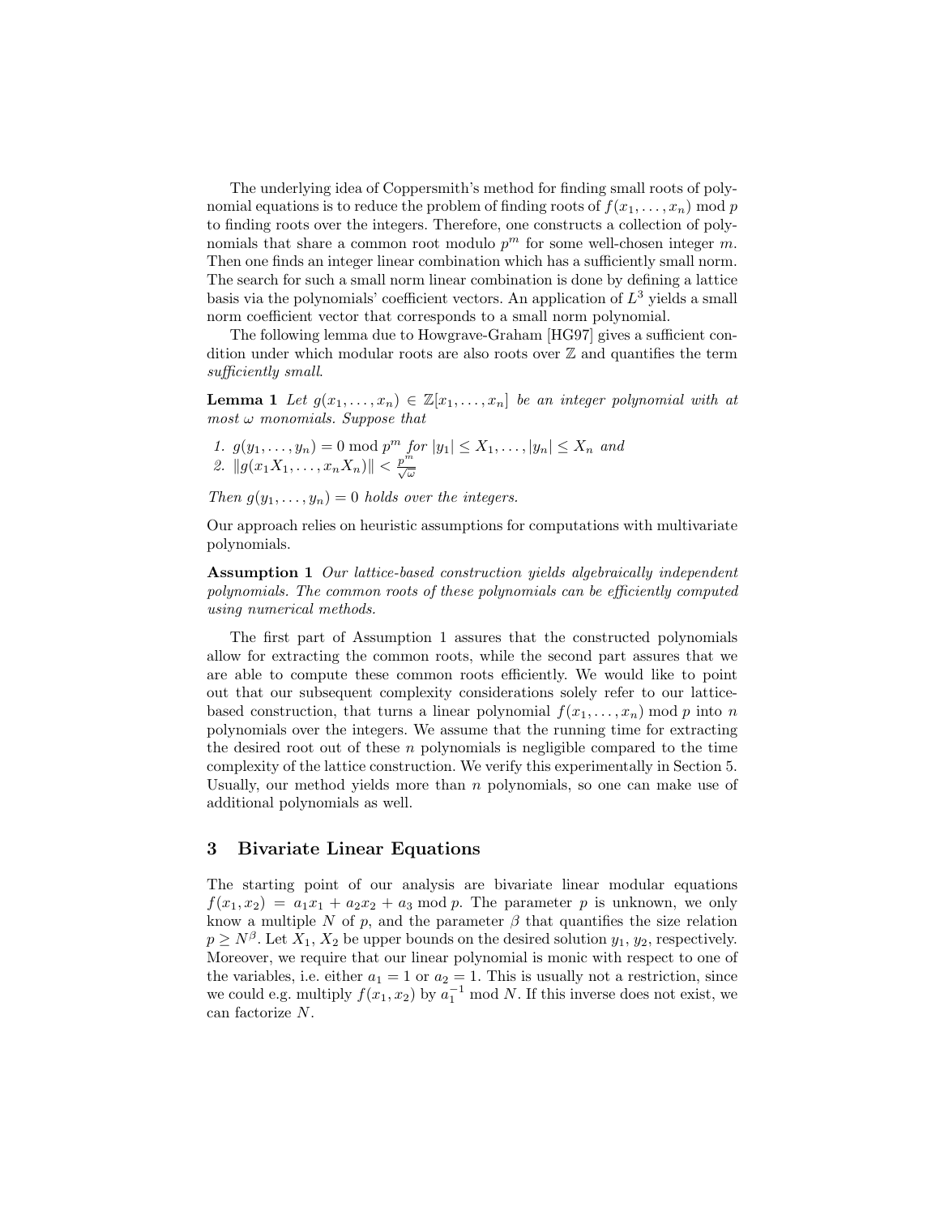The underlying idea of Coppersmith's method for finding small roots of polynomial equations is to reduce the problem of finding roots of $f(x_1, \ldots, x_n) \bmod p$ to finding roots over the integers. Therefore, one constructs a collection of polynomials that share a common root modulo $p^m$ for some well-chosen integer $m$. Then one finds an integer linear combination which has a sufficiently small norm. The search for such a small norm linear combination is done by defining a lattice basis via the polynomials' coefficient vectors. An application of $L^3$ yields a small norm coefficient vector that corresponds to a small norm polynomial.

The following lemma due to Howgrave-Graham [HG97] gives a sufficient condition under which modular roots are also roots over $\mathbb{Z}$ and quantifies the term *sufficiently small*.

**Lemma 1** *Let $g(x_1, \ldots, x_n) \in \mathbb{Z}[x_1, \ldots, x_n]$ be an integer polynomial with at most $\omega$ monomials. Suppose that*

1. $g(y_1, \ldots, y_n) = 0 \bmod p^m$ *for* $|y_1| \leq X_1, \ldots, |y_n| \leq X_n$ *and*
2. $\|g(x_1 X_1, \ldots, x_n X_n)\| < \frac{p^m}{\sqrt{\omega}}$

*Then $g(y_1, \ldots, y_n) = 0$ holds over the integers.*

Our approach relies on heuristic assumptions for computations with multivariate polynomials.

**Assumption 1** *Our lattice-based construction yields algebraically independent polynomials. The common roots of these polynomials can be efficiently computed using numerical methods.*

The first part of Assumption 1 assures that the constructed polynomials allow for extracting the common roots, while the second part assures that we are able to compute these common roots efficiently. We would like to point out that our subsequent complexity considerations solely refer to our lattice-based construction, that turns a linear polynomial $f(x_1, \ldots, x_n) \bmod p$ into $n$ polynomials over the integers. We assume that the running time for extracting the desired root out of these $n$ polynomials is negligible compared to the time complexity of the lattice construction. We verify this experimentally in Section 5. Usually, our method yields more than $n$ polynomials, so one can make use of additional polynomials as well.

## 3 Bivariate Linear Equations

The starting point of our analysis are bivariate linear modular equations $f(x_1, x_2) = a_1 x_1 + a_2 x_2 + a_3 \bmod p$. The parameter $p$ is unknown, we only know a multiple $N$ of $p$, and the parameter $\beta$ that quantifies the size relation $p \geq N^\beta$. Let $X_1$, $X_2$ be upper bounds on the desired solution $y_1$, $y_2$, respectively. Moreover, we require that our linear polynomial is monic with respect to one of the variables, i.e. either $a_1 = 1$ or $a_2 = 1$. This is usually not a restriction, since we could e.g. multiply $f(x_1, x_2)$ by $a_1^{-1} \bmod N$. If this inverse does not exist, we can factorize $N$.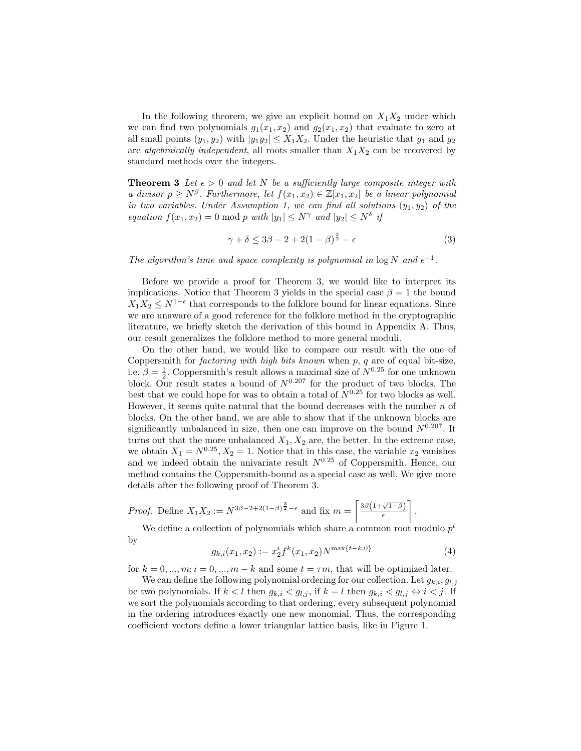In the following theorem, we give an explicit bound on $X_1X_2$ under which we can find two polynomials $g_1(x_1,x_2)$ and $g_2(x_1,x_2)$ that evaluate to zero at all small points $(y_1,y_2)$ with $|y_1y_2| \leq X_1X_2$. Under the heuristic that $g_1$ and $g_2$ are *algebraically independent*, all roots smaller than $X_1X_2$ can be recovered by standard methods over the integers.

**Theorem 3** *Let $\epsilon > 0$ and let $N$ be a sufficiently large composite integer with a divisor $p \geq N^\beta$. Furthermore, let $f(x_1,x_2) \in \mathbb{Z}[x_1,x_2]$ be a linear polynomial in two variables. Under Assumption 1, we can find all solutions $(y_1,y_2)$ of the equation $f(x_1,x_2) = 0 \bmod p$ with $|y_1| \leq N^\gamma$ and $|y_2| \leq N^\delta$ if*

$$\gamma + \delta \leq 3\beta - 2 + 2(1-\beta)^{\frac{3}{2}} - \epsilon \tag{3}$$

*The algorithm's time and space complexity is polynomial in $\log N$ and $\epsilon^{-1}$.*

Before we provide a proof for Theorem 3, we would like to interpret its implications. Notice that Theorem 3 yields in the special case $\beta = 1$ the bound $X_1X_2 \leq N^{1-\epsilon}$ that corresponds to the folklore bound for linear equations. Since we are unaware of a good reference for the folklore method in the cryptographic literature, we briefly sketch the derivation of this bound in Appendix A. Thus, our result generalizes the folklore method to more general moduli.

On the other hand, we would like to compare our result with the one of Coppersmith for *factoring with high bits known* when $p$, $q$ are of equal bit-size, i.e. $\beta = \frac{1}{2}$. Coppersmith's result allows a maximal size of $N^{0.25}$ for one unknown block. Our result states a bound of $N^{0.207}$ for the product of two blocks. The best that we could hope for was to obtain a total of $N^{0.25}$ for two blocks as well. However, it seems quite natural that the bound decreases with the number $n$ of blocks. On the other hand, we are able to show that if the unknown blocks are significantly unbalanced in size, then one can improve on the bound $N^{0.207}$. It turns out that the more unbalanced $X_1, X_2$ are, the better. In the extreme case, we obtain $X_1 = N^{0.25}, X_2 = 1$. Notice that in this case, the variable $x_2$ vanishes and we indeed obtain the univariate result $N^{0.25}$ of Coppersmith. Hence, our method contains the Coppersmith-bound as a special case as well. We give more details after the following proof of Theorem 3.

*Proof.* Define $X_1X_2 := N^{3\beta-2+2(1-\beta)^{\frac{3}{2}}-\epsilon}$ and fix $m = \left\lceil \frac{3\beta\left(1+\sqrt{1-\beta}\right)}{\epsilon} \right\rceil$.

We define a collection of polynomials which share a common root modulo $p^t$ by

$$g_{k,i}(x_1,x_2) := x_2^i f^k(x_1,x_2) N^{\max\{t-k,0\}} \tag{4}$$

for $k = 0,...,m; i = 0,...,m-k$ and some $t = \tau m$, that will be optimized later.

We can define the following polynomial ordering for our collection. Let $g_{k,i}, g_{l,j}$ be two polynomials. If $k < l$ then $g_{k,i} < g_{l,j}$, if $k = l$ then $g_{k,i} < g_{l,j} \Leftrightarrow i < j$. If we sort the polynomials according to that ordering, every subsequent polynomial in the ordering introduces exactly one new monomial. Thus, the corresponding coefficient vectors define a lower triangular lattice basis, like in Figure 1.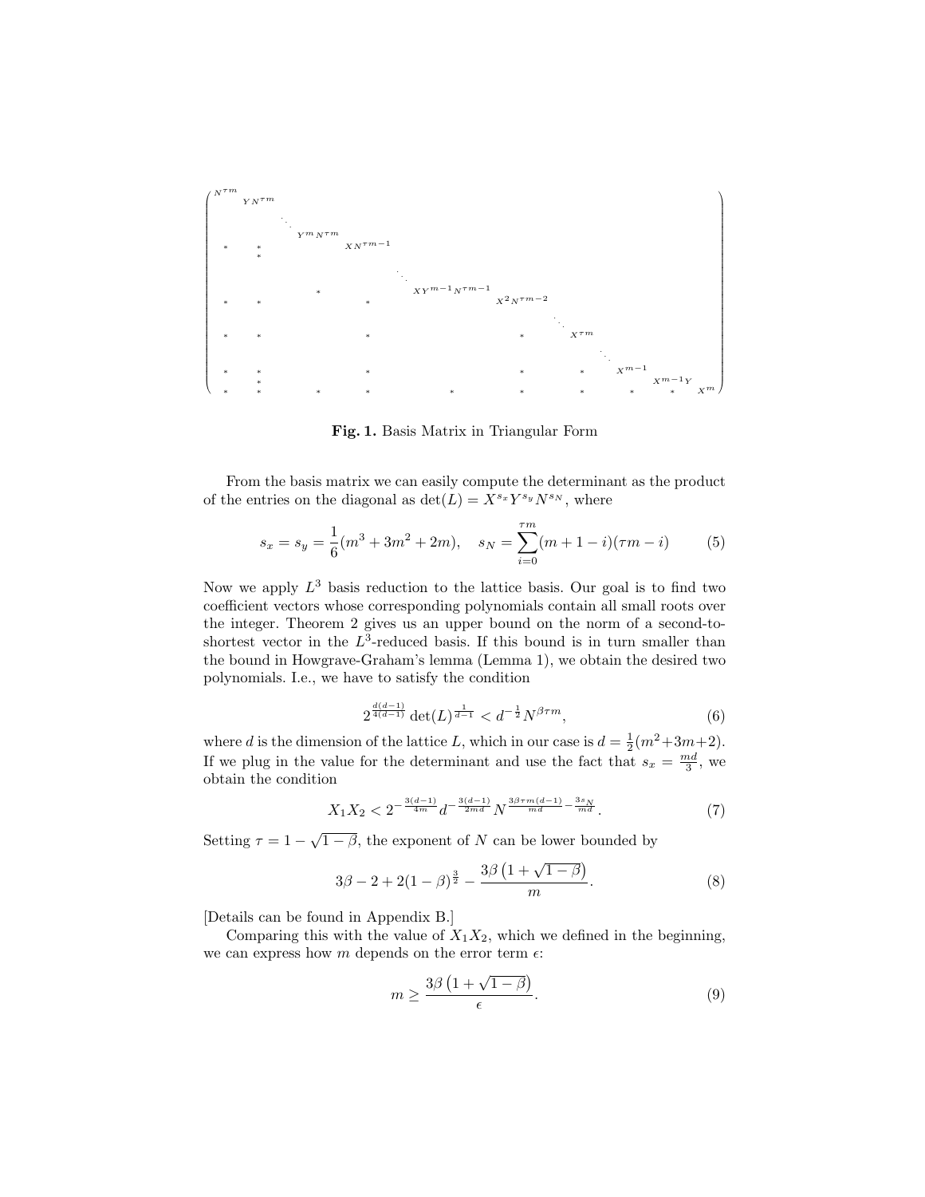$$
\begin{pmatrix}
N^{\tau m} & & & & & & & & & & & & \\
 & YN^{\tau m} & & & & & & & & & & & \\
 & & \ddots & & & & & & & & & & \\
 & & & Y^m N^{\tau m} & & & & & & & & & \\
* & * & & & XN^{\tau m-1} & & & & & & & & \\
 & * & & & & & & & & & & & \\
 & & & & & \ddots & & & & & & & \\
 & & * & & & & XY^{m-1}N^{\tau m-1} & & & & & & \\
* & * & & & * & & & X^2 N^{\tau m-2} & & & & & \\
 & & & & & & & & \ddots & & & & \\
* & * & & & * & & & * & & X^{\tau m} & & & \\
 & & & & & & & & & & \ddots & & \\
* & * & & & * & & & * & & * & & X^{m-1} & & \\
 & * & & & & & & & & & & & X^{m-1}Y & \\
* & * & * & & * & & * & * & & * & & * & * & X^m
\end{pmatrix}
$$

**Fig. 1.** Basis Matrix in Triangular Form

From the basis matrix we can easily compute the determinant as the product of the entries on the diagonal as $\det(L) = X^{s_x} Y^{s_y} N^{s_N}$, where

$$
s_x = s_y = \frac{1}{6}(m^3 + 3m^2 + 2m), \quad s_N = \sum_{i=0}^{\tau m} (m + 1 - i)(\tau m - i) \tag{5}
$$

Now we apply $L^3$ basis reduction to the lattice basis. Our goal is to find two coefficient vectors whose corresponding polynomials contain all small roots over the integer. Theorem 2 gives us an upper bound on the norm of a second-to-shortest vector in the $L^3$-reduced basis. If this bound is in turn smaller than the bound in Howgrave-Graham's lemma (Lemma 1), we obtain the desired two polynomials. I.e., we have to satisfy the condition

$$
2^{\frac{d(d-1)}{4(d-1)}} \det(L)^{\frac{1}{d-1}} < d^{-\frac{1}{2}} N^{\beta \tau m}, \tag{6}
$$

where $d$ is the dimension of the lattice $L$, which in our case is $d = \frac{1}{2}(m^2+3m+2)$. If we plug in the value for the determinant and use the fact that $s_x = \frac{md}{3}$, we obtain the condition

$$
X_1 X_2 < 2^{-\frac{3(d-1)}{4m}} d^{-\frac{3(d-1)}{2md}} N^{\frac{3\beta\tau m(d-1)}{md} - \frac{3s_N}{md}}. \tag{7}
$$

Setting $\tau = 1 - \sqrt{1-\beta}$, the exponent of $N$ can be lower bounded by

$$
3\beta - 2 + 2(1-\beta)^{\frac{3}{2}} - \frac{3\beta\left(1 + \sqrt{1-\beta}\right)}{m}. \tag{8}
$$

[Details can be found in Appendix B.]

Comparing this with the value of $X_1 X_2$, which we defined in the beginning, we can express how $m$ depends on the error term $\epsilon$:

$$
m \geq \frac{3\beta\left(1 + \sqrt{1-\beta}\right)}{\epsilon}. \tag{9}
$$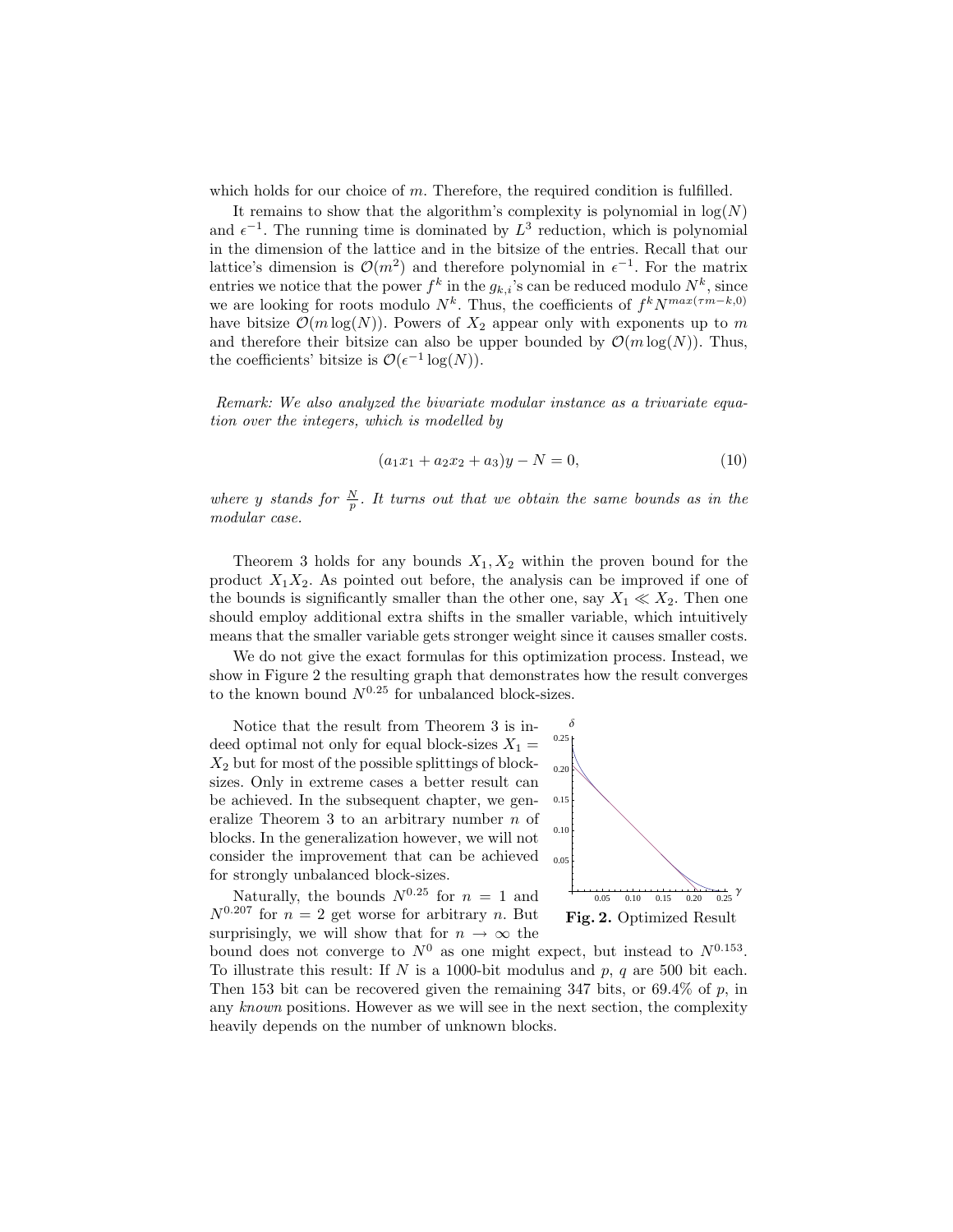which holds for our choice of $m$. Therefore, the required condition is fulfilled.

It remains to show that the algorithm's complexity is polynomial in $\log(N)$ and $\epsilon^{-1}$. The running time is dominated by $L^3$ reduction, which is polynomial in the dimension of the lattice and in the bitsize of the entries. Recall that our lattice's dimension is $\mathcal{O}(m^2)$ and therefore polynomial in $\epsilon^{-1}$. For the matrix entries we notice that the power $f^k$ in the $g_{k,i}$'s can be reduced modulo $N^k$, since we are looking for roots modulo $N^k$. Thus, the coefficients of $f^k N^{max(\tau m - k, 0)}$ have bitsize $\mathcal{O}(m \log(N))$. Powers of $X_2$ appear only with exponents up to $m$ and therefore their bitsize can also be upper bounded by $\mathcal{O}(m \log(N))$. Thus, the coefficients' bitsize is $\mathcal{O}(\epsilon^{-1} \log(N))$.

*Remark: We also analyzed the bivariate modular instance as a trivariate equation over the integers, which is modelled by*

$$(a_1 x_1 + a_2 x_2 + a_3) y - N = 0, \tag{10}$$

*where $y$ stands for $\frac{N}{p}$. It turns out that we obtain the same bounds as in the modular case.*

Theorem 3 holds for any bounds $X_1, X_2$ within the proven bound for the product $X_1 X_2$. As pointed out before, the analysis can be improved if one of the bounds is significantly smaller than the other one, say $X_1 \ll X_2$. Then one should employ additional extra shifts in the smaller variable, which intuitively means that the smaller variable gets stronger weight since it causes smaller costs.

We do not give the exact formulas for this optimization process. Instead, we show in Figure 2 the resulting graph that demonstrates how the result converges to the known bound $N^{0.25}$ for unbalanced block-sizes.

Notice that the result from Theorem 3 is indeed optimal not only for equal block-sizes $X_1 = X_2$ but for most of the possible splittings of block-sizes. Only in extreme cases a better result can be achieved. In the subsequent chapter, we generalize Theorem 3 to an arbitrary number $n$ of blocks. In the generalization however, we will not consider the improvement that can be achieved for strongly unbalanced block-sizes.

**Fig. 2.** Optimized Result

Naturally, the bounds $N^{0.25}$ for $n = 1$ and $N^{0.207}$ for $n = 2$ get worse for arbitrary $n$. But surprisingly, we will show that for $n \to \infty$ the bound does not converge to $N^0$ as one might expect, but instead to $N^{0.153}$. To illustrate this result: If $N$ is a 1000-bit modulus and $p$, $q$ are 500 bit each. Then 153 bit can be recovered given the remaining 347 bits, or 69.4% of $p$, in any *known* positions. However as we will see in the next section, the complexity heavily depends on the number of unknown blocks.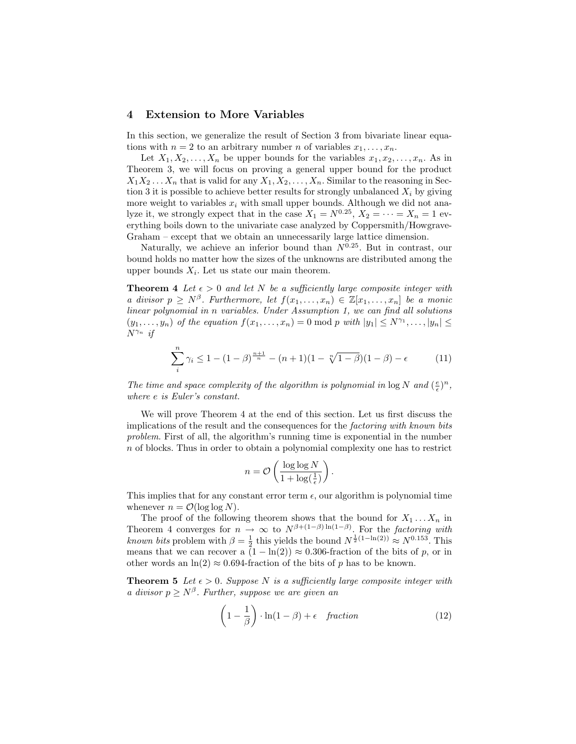## 4 Extension to More Variables

In this section, we generalize the result of Section 3 from bivariate linear equations with $n = 2$ to an arbitrary number $n$ of variables $x_1, \dots, x_n$.

Let $X_1, X_2, \dots, X_n$ be upper bounds for the variables $x_1, x_2, \dots, x_n$. As in Theorem 3, we will focus on proving a general upper bound for the product $X_1 X_2 \dots X_n$ that is valid for any $X_1, X_2, \dots, X_n$. Similar to the reasoning in Section 3 it is possible to achieve better results for strongly unbalanced $X_i$ by giving more weight to variables $x_i$ with small upper bounds. Although we did not analyze it, we strongly expect that in the case $X_1 = N^{0.25}$, $X_2 = \dots = X_n = 1$ everything boils down to the univariate case analyzed by Coppersmith/Howgrave-Graham – except that we obtain an unnecessarily large lattice dimension.

Naturally, we achieve an inferior bound than $N^{0.25}$. But in contrast, our bound holds no matter how the sizes of the unknowns are distributed among the upper bounds $X_i$. Let us state our main theorem.

**Theorem 4** *Let $\epsilon > 0$ and let $N$ be a sufficiently large composite integer with a divisor $p \geq N^\beta$. Furthermore, let $f(x_1, \dots, x_n) \in \mathbb{Z}[x_1, \dots, x_n]$ be a monic linear polynomial in n variables. Under Assumption 1, we can find all solutions $(y_1, \dots, y_n)$ of the equation $f(x_1, \dots, x_n) = 0 \bmod p$ with $|y_1| \leq N^{\gamma_1}, \dots, |y_n| \leq N^{\gamma_n}$ if*

$$\sum_i^n \gamma_i \leq 1 - (1-\beta)^{\frac{n+1}{n}} - (n+1)(1 - \sqrt[n]{1-\beta})(1-\beta) - \epsilon \tag{11}$$

*The time and space complexity of the algorithm is polynomial in $\log N$ and $(\frac{e}{\epsilon})^n$, where $e$ is Euler's constant.*

We will prove Theorem 4 at the end of this section. Let us first discuss the implications of the result and the consequences for the *factoring with known bits problem*. First of all, the algorithm's running time is exponential in the number $n$ of blocks. Thus in order to obtain a polynomial complexity one has to restrict

$$n = \mathcal{O}\left(\frac{\log \log N}{1 + \log(\frac{1}{\epsilon})}\right).$$

This implies that for any constant error term $\epsilon$, our algorithm is polynomial time whenever $n = \mathcal{O}(\log \log N)$.

The proof of the following theorem shows that the bound for $X_1 \dots X_n$ in Theorem 4 converges for $n \to \infty$ to $N^{\beta + (1-\beta)\ln(1-\beta)}$. For the *factoring with known bits* problem with $\beta = \frac{1}{2}$ this yields the bound $N^{\frac{1}{2}(1-\ln(2))} \approx N^{0.153}$. This means that we can recover a $(1 - \ln(2)) \approx 0.306$-fraction of the bits of $p$, or in other words an $\ln(2) \approx 0.694$-fraction of the bits of $p$ has to be known.

**Theorem 5** *Let $\epsilon > 0$. Suppose $N$ is a sufficiently large composite integer with a divisor $p \geq N^\beta$. Further, suppose we are given an*

$$\left(1 - \frac{1}{\beta}\right) \cdot \ln(1-\beta) + \epsilon \quad \textit{fraction} \tag{12}$$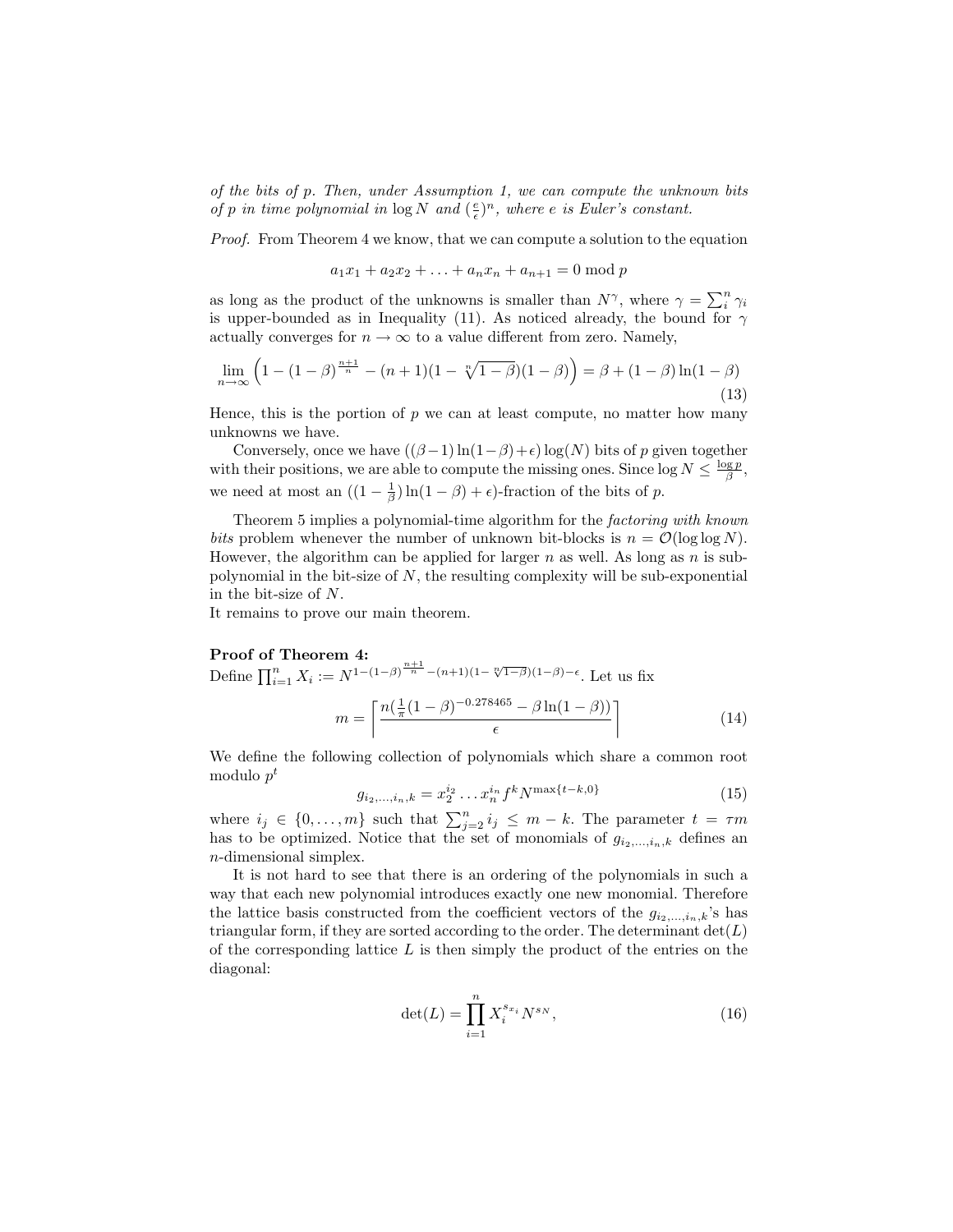*of the bits of p. Then, under Assumption 1, we can compute the unknown bits of p in time polynomial in $\log N$ and $(\frac{e}{\epsilon})^n$, where e is Euler's constant.*

*Proof.* From Theorem 4 we know, that we can compute a solution to the equation

$$a_1x_1 + a_2x_2 + \ldots + a_nx_n + a_{n+1} = 0 \bmod p$$

as long as the product of the unknowns is smaller than $N^\gamma$, where $\gamma = \sum_i^n \gamma_i$ is upper-bounded as in Inequality (11). As noticed already, the bound for $\gamma$ actually converges for $n \to \infty$ to a value different from zero. Namely,

$$\lim_{n\to\infty}\Big(1-(1-\beta)^{\frac{n+1}{n}}-(n+1)(1-\sqrt[n]{1-\beta})(1-\beta)\Big) = \beta + (1-\beta)\ln(1-\beta) \tag{13}$$

Hence, this is the portion of $p$ we can at least compute, no matter how many unknowns we have.

Conversely, once we have $((\beta-1)\ln(1-\beta)+\epsilon)\log(N)$ bits of $p$ given together with their positions, we are able to compute the missing ones. Since $\log N \leq \frac{\log p}{\beta}$, we need at most an $((1-\frac{1}{\beta})\ln(1-\beta)+\epsilon)$-fraction of the bits of $p$.

Theorem 5 implies a polynomial-time algorithm for the *factoring with known bits* problem whenever the number of unknown bit-blocks is $n = \mathcal{O}(\log\log N)$. However, the algorithm can be applied for larger $n$ as well. As long as $n$ is sub-polynomial in the bit-size of $N$, the resulting complexity will be sub-exponential in the bit-size of $N$.
It remains to prove our main theorem.

**Proof of Theorem 4:**
Define $\prod_{i=1}^n X_i := N^{1-(1-\beta)^{\frac{n+1}{n}}-(n+1)(1-\sqrt[n]{1-\beta})(1-\beta)-\epsilon}$. Let us fix

$$m = \left\lceil \frac{n(\frac{1}{\pi}(1-\beta)^{-0.278465} - \beta\ln(1-\beta))}{\epsilon} \right\rceil \tag{14}$$

We define the following collection of polynomials which share a common root modulo $p^t$

$$g_{i_2,\ldots,i_n,k} = x_2^{i_2}\ldots x_n^{i_n} f^k N^{\max\{t-k,0\}} \tag{15}$$

where $i_j \in \{0,\ldots,m\}$ such that $\sum_{j=2}^n i_j \leq m-k$. The parameter $t = \tau m$ has to be optimized. Notice that the set of monomials of $g_{i_2,\ldots,i_n,k}$ defines an $n$-dimensional simplex.

It is not hard to see that there is an ordering of the polynomials in such a way that each new polynomial introduces exactly one new monomial. Therefore the lattice basis constructed from the coefficient vectors of the $g_{i_2,\ldots,i_n,k}$'s has triangular form, if they are sorted according to the order. The determinant $\det(L)$ of the corresponding lattice $L$ is then simply the product of the entries on the diagonal:

$$\det(L) = \prod_{i=1}^n X_i^{s_{x_i}} N^{s_N}, \tag{16}$$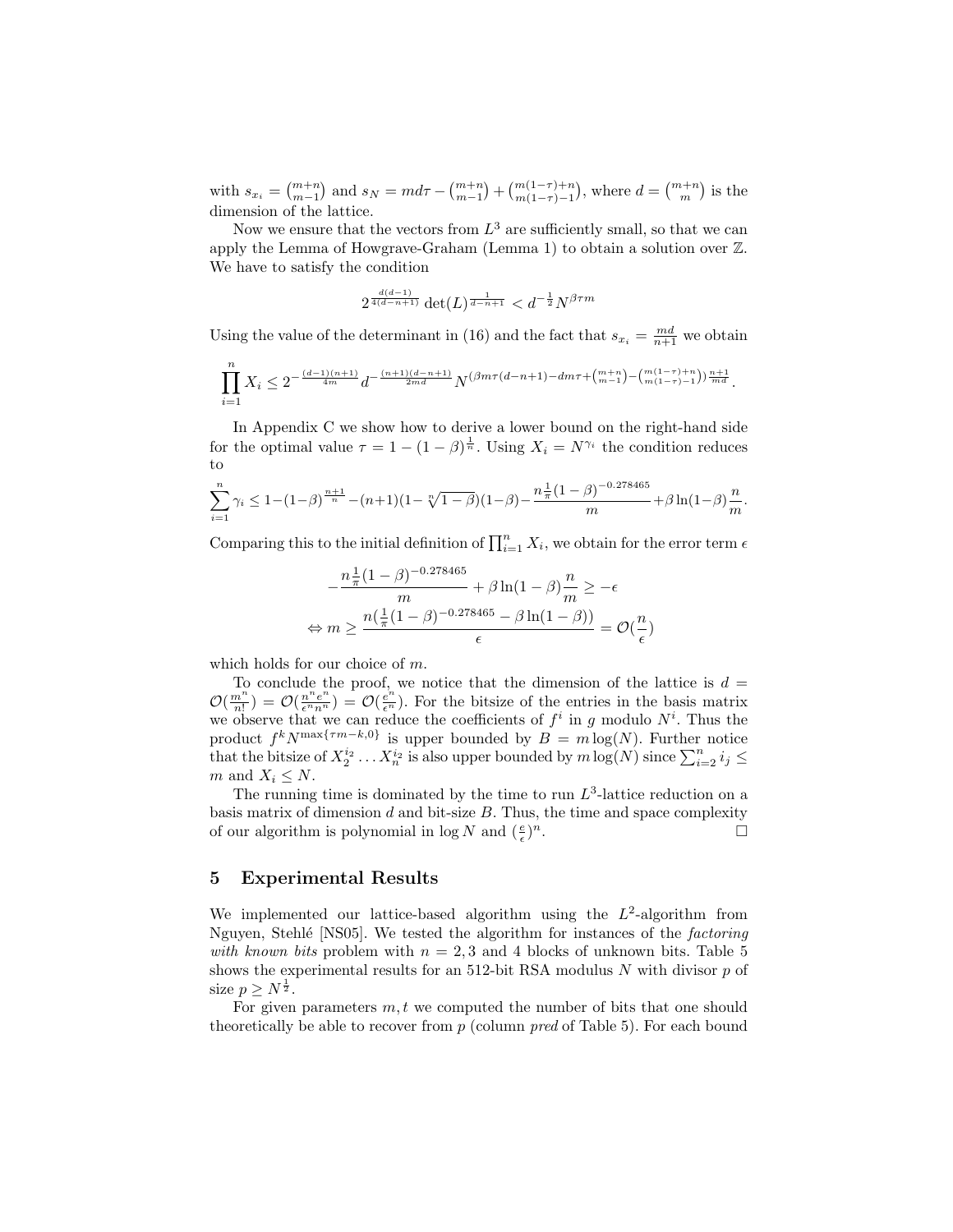with $s_{x_i} = \binom{m+n}{m-1}$ and $s_N = md\tau - \binom{m+n}{m-1} + \binom{m(1-\tau)+n}{m(1-\tau)-1}$, where $d = \binom{m+n}{m}$ is the dimension of the lattice.

Now we ensure that the vectors from $L^3$ are sufficiently small, so that we can apply the Lemma of Howgrave-Graham (Lemma 1) to obtain a solution over $\mathbb{Z}$. We have to satisfy the condition

$$2^{\frac{d(d-1)}{4(d-n+1)}} \det(L)^{\frac{1}{d-n+1}} < d^{-\frac{1}{2}} N^{\beta\tau m}$$

Using the value of the determinant in (16) and the fact that $s_{x_i} = \frac{md}{n+1}$ we obtain

$$\prod_{i=1}^{n} X_i \leq 2^{-\frac{(d-1)(n+1)}{4m}} d^{-\frac{(n+1)(d-n+1)}{2md}} N^{(\beta m\tau(d-n+1) - dm\tau + \binom{m+n}{m-1} - \binom{m(1-\tau)+n}{m(1-\tau)-1})\frac{n+1}{md}}.$$

In Appendix C we show how to derive a lower bound on the right-hand side for the optimal value $\tau = 1-(1-\beta)^{\frac{1}{n}}$. Using $X_i = N^{\gamma_i}$ the condition reduces to

$$\sum_{i=1}^{n} \gamma_i \leq 1-(1-\beta)^{\frac{n+1}{n}} - (n+1)(1-\sqrt[n]{1-\beta})(1-\beta) - \frac{n\frac{1}{\pi}(1-\beta)^{-0.278465}}{m} + \beta\ln(1-\beta)\frac{n}{m}.$$

Comparing this to the initial definition of $\prod_{i=1}^{n} X_i$, we obtain for the error term $\epsilon$

$$-\frac{n\frac{1}{\pi}(1-\beta)^{-0.278465}}{m} + \beta\ln(1-\beta)\frac{n}{m} \geq -\epsilon$$

$$\Leftrightarrow m \geq \frac{n(\frac{1}{\pi}(1-\beta)^{-0.278465} - \beta\ln(1-\beta))}{\epsilon} = \mathcal{O}(\frac{n}{\epsilon})$$

which holds for our choice of $m$.

To conclude the proof, we notice that the dimension of the lattice is $d = \mathcal{O}(\frac{m^n}{n!}) = \mathcal{O}(\frac{n^n e^n}{\epsilon^n n^n}) = \mathcal{O}(\frac{e^n}{\epsilon^n})$. For the bitsize of the entries in the basis matrix we observe that we can reduce the coefficients of $f^i$ in $g$ modulo $N^i$. Thus the product $f^k N^{\max\{\tau m-k,0\}}$ is upper bounded by $B = m\log(N)$. Further notice that the bitsize of $X_2^{i_2}\dots X_n^{i_2}$ is also upper bounded by $m\log(N)$ since $\sum_{i=2}^{n} i_j \leq m$ and $X_i \leq N$.

The running time is dominated by the time to run $L^3$-lattice reduction on a basis matrix of dimension $d$ and bit-size $B$. Thus, the time and space complexity of our algorithm is polynomial in $\log N$ and $(\frac{e}{\epsilon})^n$. □

## 5 Experimental Results

We implemented our lattice-based algorithm using the $L^2$-algorithm from Nguyen, Stehlé [NS05]. We tested the algorithm for instances of the *factoring with known bits* problem with $n = 2, 3$ and 4 blocks of unknown bits. Table 5 shows the experimental results for an 512-bit RSA modulus $N$ with divisor $p$ of size $p \geq N^{\frac{1}{2}}$.

For given parameters $m, t$ we computed the number of bits that one should theoretically be able to recover from $p$ (column *pred* of Table 5). For each bound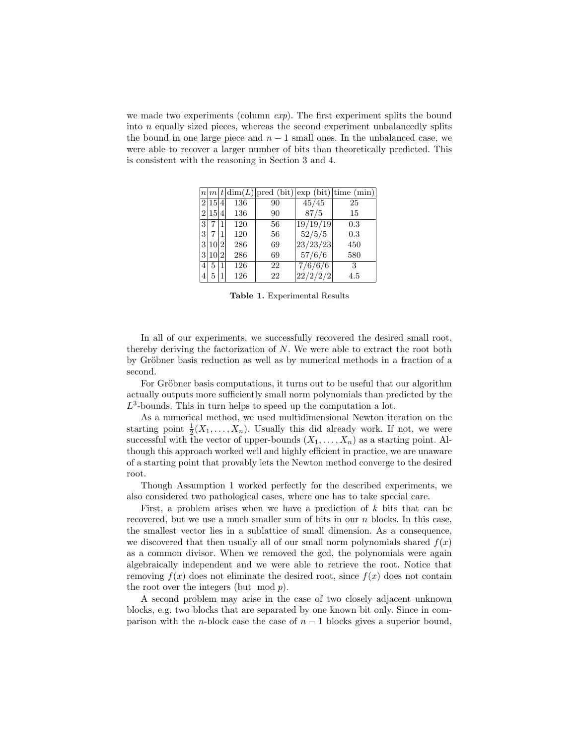we made two experiments (column *exp*). The first experiment splits the bound into $n$ equally sized pieces, whereas the second experiment unbalancedly splits the bound in one large piece and $n-1$ small ones. In the unbalanced case, we were able to recover a larger number of bits than theoretically predicted. This is consistent with the reasoning in Section 3 and 4.

| $n$ | $m$ | $t$ | $\dim(L)$ | pred (bit) | exp (bit) | time (min) |
|---|---|---|---|---|---|---|
| 2 | 15 | 4 | 136 | 90 | 45/45 | 25 |
| 2 | 15 | 4 | 136 | 90 | 87/5 | 15 |
| 3 | 7 | 1 | 120 | 56 | 19/19/19 | 0.3 |
| 3 | 7 | 1 | 120 | 56 | 52/5/5 | 0.3 |
| 3 | 10 | 2 | 286 | 69 | 23/23/23 | 450 |
| 3 | 10 | 2 | 286 | 69 | 57/6/6 | 580 |
| 4 | 5 | 1 | 126 | 22 | 7/6/6/6 | 3 |
| 4 | 5 | 1 | 126 | 22 | 22/2/2/2 | 4.5 |

**Table 1.** Experimental Results

In all of our experiments, we successfully recovered the desired small root, thereby deriving the factorization of $N$. We were able to extract the root both by Gröbner basis reduction as well as by numerical methods in a fraction of a second.

For Gröbner basis computations, it turns out to be useful that our algorithm actually outputs more sufficiently small norm polynomials than predicted by the $L^3$-bounds. This in turn helps to speed up the computation a lot.

As a numerical method, we used multidimensional Newton iteration on the starting point $\frac{1}{2}(X_1, \ldots, X_n)$. Usually this did already work. If not, we were successful with the vector of upper-bounds $(X_1, \ldots, X_n)$ as a starting point. Although this approach worked well and highly efficient in practice, we are unaware of a starting point that provably lets the Newton method converge to the desired root.

Though Assumption 1 worked perfectly for the described experiments, we also considered two pathological cases, where one has to take special care.

First, a problem arises when we have a prediction of $k$ bits that can be recovered, but we use a much smaller sum of bits in our $n$ blocks. In this case, the smallest vector lies in a sublattice of small dimension. As a consequence, we discovered that then usually all of our small norm polynomials shared $f(x)$ as a common divisor. When we removed the gcd, the polynomials were again algebraically independent and we were able to retrieve the root. Notice that removing $f(x)$ does not eliminate the desired root, since $f(x)$ does not contain the root over the integers (but $\bmod\ p$).

A second problem may arise in the case of two closely adjacent unknown blocks, e.g. two blocks that are separated by one known bit only. Since in comparison with the $n$-block case the case of $n-1$ blocks gives a superior bound,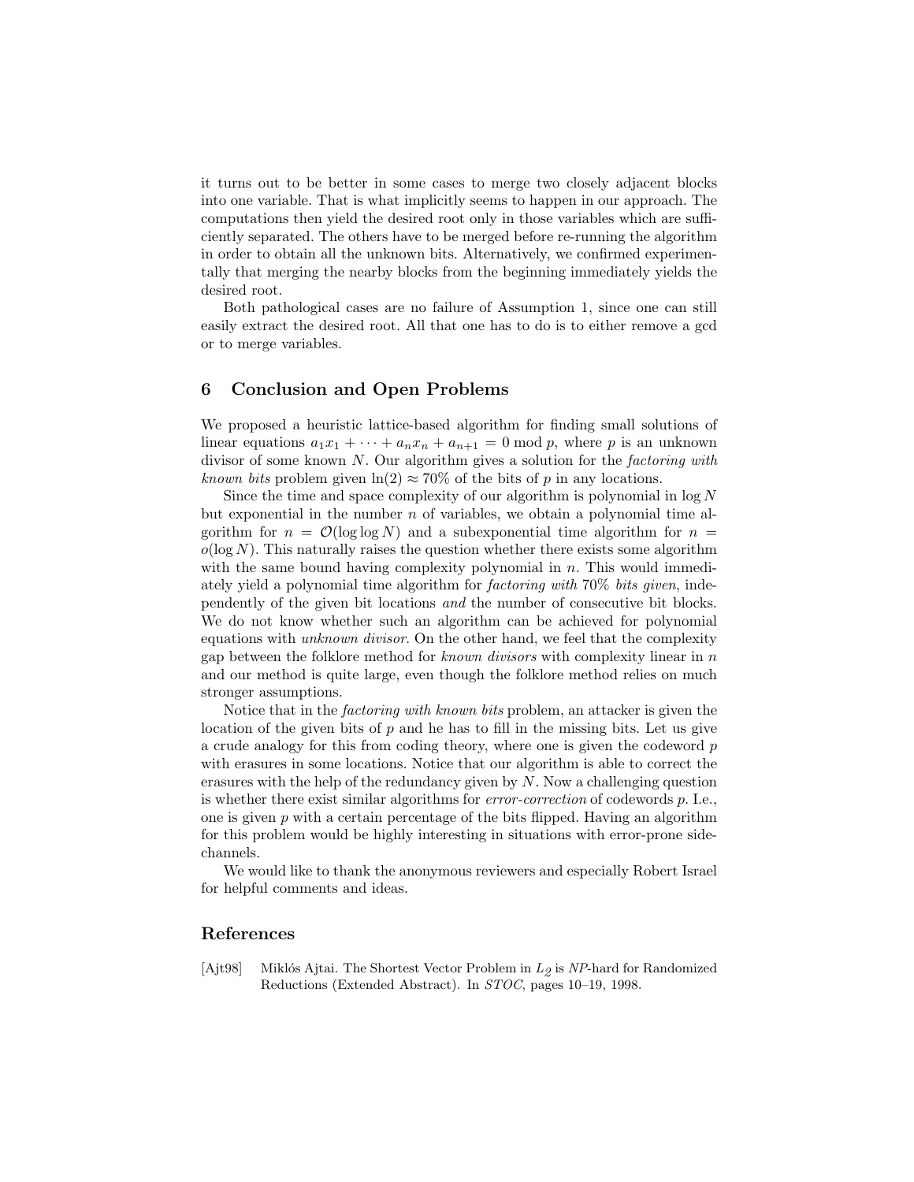it turns out to be better in some cases to merge two closely adjacent blocks into one variable. That is what implicitly seems to happen in our approach. The computations then yield the desired root only in those variables which are sufficiently separated. The others have to be merged before re-running the algorithm in order to obtain all the unknown bits. Alternatively, we confirmed experimentally that merging the nearby blocks from the beginning immediately yields the desired root.

Both pathological cases are no failure of Assumption 1, since one can still easily extract the desired root. All that one has to do is to either remove a gcd or to merge variables.

## 6 Conclusion and Open Problems

We proposed a heuristic lattice-based algorithm for finding small solutions of linear equations $a_1x_1 + \cdots + a_nx_n + a_{n+1} = 0 \bmod p$, where $p$ is an unknown divisor of some known $N$. Our algorithm gives a solution for the *factoring with known bits* problem given $\ln(2) \approx 70\%$ of the bits of $p$ in any locations.

Since the time and space complexity of our algorithm is polynomial in $\log N$ but exponential in the number $n$ of variables, we obtain a polynomial time algorithm for $n = \mathcal{O}(\log\log N)$ and a subexponential time algorithm for $n = o(\log N)$. This naturally raises the question whether there exists some algorithm with the same bound having complexity polynomial in $n$. This would immediately yield a polynomial time algorithm for *factoring with* 70% *bits given*, independently of the given bit locations *and* the number of consecutive bit blocks. We do not know whether such an algorithm can be achieved for polynomial equations with *unknown divisor*. On the other hand, we feel that the complexity gap between the folklore method for *known divisors* with complexity linear in $n$ and our method is quite large, even though the folklore method relies on much stronger assumptions.

Notice that in the *factoring with known bits* problem, an attacker is given the location of the given bits of $p$ and he has to fill in the missing bits. Let us give a crude analogy for this from coding theory, where one is given the codeword $p$ with erasures in some locations. Notice that our algorithm is able to correct the erasures with the help of the redundancy given by $N$. Now a challenging question is whether there exist similar algorithms for *error-correction* of codewords $p$. I.e., one is given $p$ with a certain percentage of the bits flipped. Having an algorithm for this problem would be highly interesting in situations with error-prone side-channels.

We would like to thank the anonymous reviewers and especially Robert Israel for helpful comments and ideas.

## References

[Ajt98] Miklós Ajtai. The Shortest Vector Problem in $L_2$ is *NP*-hard for Randomized Reductions (Extended Abstract). In *STOC*, pages 10–19, 1998.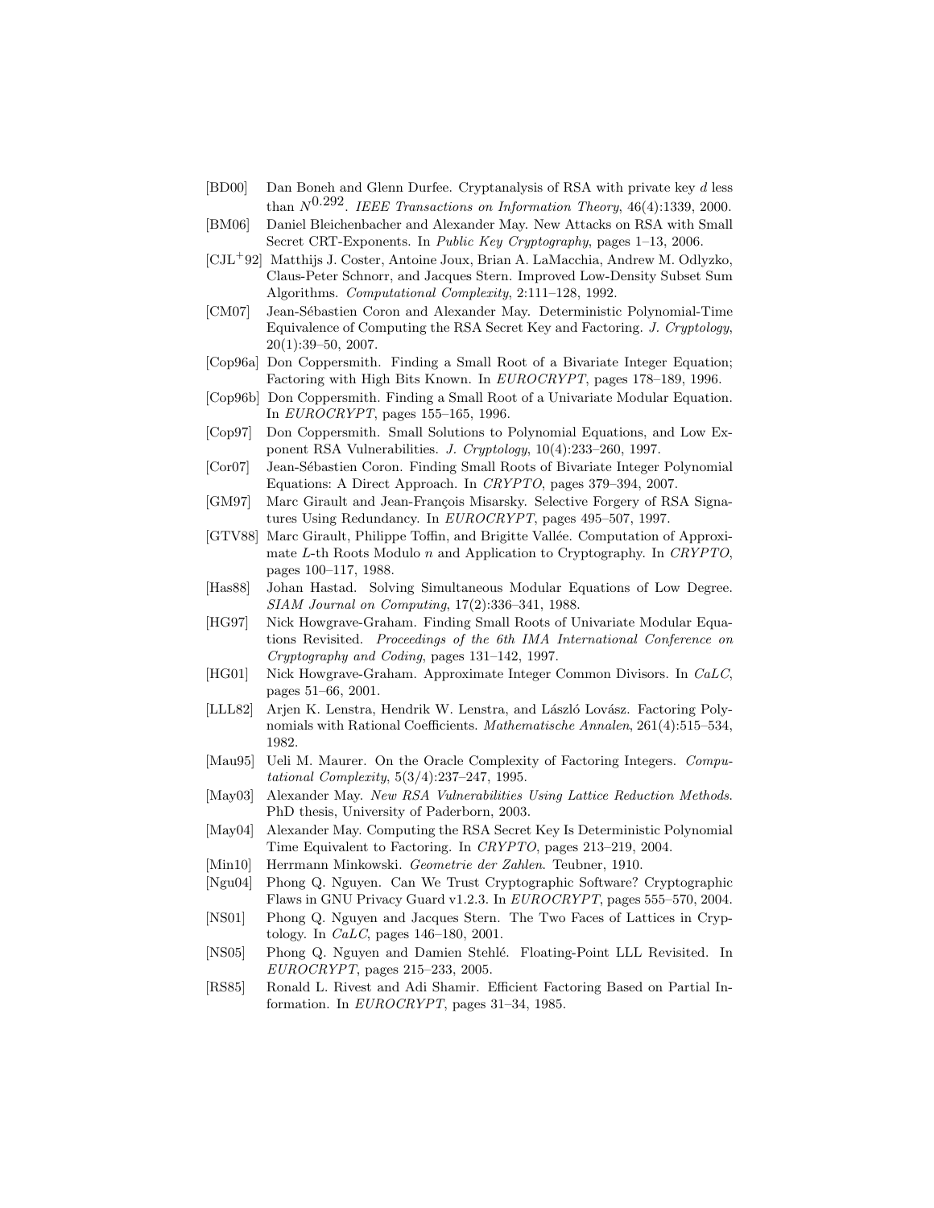[BD00] Dan Boneh and Glenn Durfee. Cryptanalysis of RSA with private key $d$ less than $N^{0.292}$. *IEEE Transactions on Information Theory*, 46(4):1339, 2000.

[BM06] Daniel Bleichenbacher and Alexander May. New Attacks on RSA with Small Secret CRT-Exponents. In *Public Key Cryptography*, pages 1–13, 2006.

[CJL[+]92] Matthijs J. Coster, Antoine Joux, Brian A. LaMacchia, Andrew M. Odlyzko, Claus-Peter Schnorr, and Jacques Stern. Improved Low-Density Subset Sum Algorithms. *Computational Complexity*, 2:111–128, 1992.

[CM07] Jean-Sébastien Coron and Alexander May. Deterministic Polynomial-Time Equivalence of Computing the RSA Secret Key and Factoring. *J. Cryptology*, 20(1):39–50, 2007.

[Cop96a] Don Coppersmith. Finding a Small Root of a Bivariate Integer Equation; Factoring with High Bits Known. In *EUROCRYPT*, pages 178–189, 1996.

[Cop96b] Don Coppersmith. Finding a Small Root of a Univariate Modular Equation. In *EUROCRYPT*, pages 155–165, 1996.

[Cop97] Don Coppersmith. Small Solutions to Polynomial Equations, and Low Exponent RSA Vulnerabilities. *J. Cryptology*, 10(4):233–260, 1997.

[Cor07] Jean-Sébastien Coron. Finding Small Roots of Bivariate Integer Polynomial Equations: A Direct Approach. In *CRYPTO*, pages 379–394, 2007.

[GM97] Marc Girault and Jean-François Misarsky. Selective Forgery of RSA Signatures Using Redundancy. In *EUROCRYPT*, pages 495–507, 1997.

[GTV88] Marc Girault, Philippe Toffin, and Brigitte Vallée. Computation of Approximate $L$-th Roots Modulo $n$ and Application to Cryptography. In *CRYPTO*, pages 100–117, 1988.

[Has88] Johan Hastad. Solving Simultaneous Modular Equations of Low Degree. *SIAM Journal on Computing*, 17(2):336–341, 1988.

[HG97] Nick Howgrave-Graham. Finding Small Roots of Univariate Modular Equations Revisited. *Proceedings of the 6th IMA International Conference on Cryptography and Coding*, pages 131–142, 1997.

[HG01] Nick Howgrave-Graham. Approximate Integer Common Divisors. In *CaLC*, pages 51–66, 2001.

[LLL82] Arjen K. Lenstra, Hendrik W. Lenstra, and László Lovász. Factoring Polynomials with Rational Coefficients. *Mathematische Annalen*, 261(4):515–534, 1982.

[Mau95] Ueli M. Maurer. On the Oracle Complexity of Factoring Integers. *Computational Complexity*, 5(3/4):237–247, 1995.

[May03] Alexander May. *New RSA Vulnerabilities Using Lattice Reduction Methods*. PhD thesis, University of Paderborn, 2003.

[May04] Alexander May. Computing the RSA Secret Key Is Deterministic Polynomial Time Equivalent to Factoring. In *CRYPTO*, pages 213–219, 2004.

[Min10] Herrmann Minkowski. *Geometrie der Zahlen*. Teubner, 1910.

[Ngu04] Phong Q. Nguyen. Can We Trust Cryptographic Software? Cryptographic Flaws in GNU Privacy Guard v1.2.3. In *EUROCRYPT*, pages 555–570, 2004.

[NS01] Phong Q. Nguyen and Jacques Stern. The Two Faces of Lattices in Cryptology. In *CaLC*, pages 146–180, 2001.

[NS05] Phong Q. Nguyen and Damien Stehlé. Floating-Point LLL Revisited. In *EUROCRYPT*, pages 215–233, 2005.

[RS85] Ronald L. Rivest and Adi Shamir. Efficient Factoring Based on Partial Information. In *EUROCRYPT*, pages 31–34, 1985.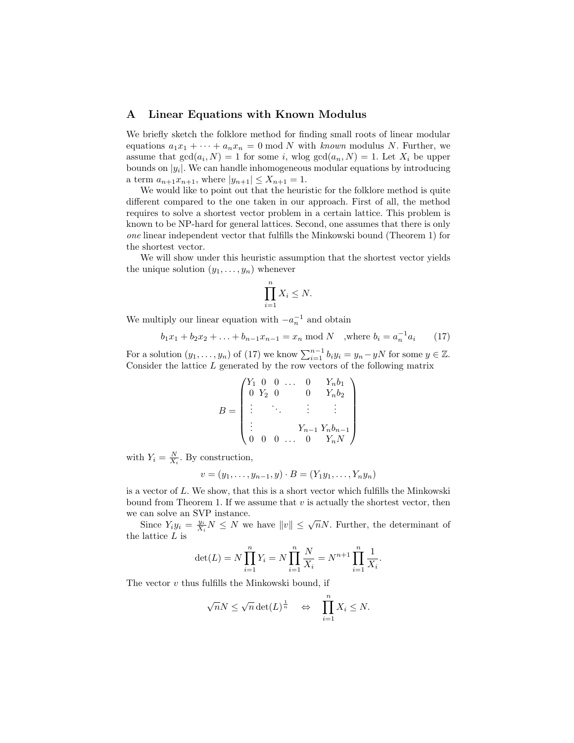## A Linear Equations with Known Modulus

We briefly sketch the folklore method for finding small roots of linear modular equations $a_1x_1 + \dots + a_nx_n = 0 \bmod N$ with *known* modulus $N$. Further, we assume that $\gcd(a_i, N) = 1$ for some $i$, wlog $\gcd(a_n, N) = 1$. Let $X_i$ be upper bounds on $|y_i|$. We can handle inhomogeneous modular equations by introducing a term $a_{n+1}x_{n+1}$, where $|y_{n+1}| \leq X_{n+1} = 1$.

We would like to point out that the heuristic for the folklore method is quite different compared to the one taken in our approach. First of all, the method requires to solve a shortest vector problem in a certain lattice. This problem is known to be NP-hard for general lattices. Second, one assumes that there is only *one* linear independent vector that fulfills the Minkowski bound (Theorem 1) for the shortest vector.

We will show under this heuristic assumption that the shortest vector yields the unique solution $(y_1, \dots, y_n)$ whenever

$$\prod_{i=1}^{n} X_i \leq N.$$

We multiply our linear equation with $-a_n^{-1}$ and obtain

$$b_1x_1 + b_2x_2 + \dots + b_{n-1}x_{n-1} = x_n \bmod N \quad \text{,where } b_i = a_n^{-1}a_i \tag{17}$$

For a solution $(y_1, \dots, y_n)$ of (17) we know $\sum_{i=1}^{n-1} b_iy_i = y_n - yN$ for some $y \in \mathbb{Z}$. Consider the lattice $L$ generated by the row vectors of the following matrix

$$B = \begin{pmatrix} Y_1 & 0 & 0 & \dots & 0 & Y_nb_1 \\ 0 & Y_2 & 0 & & 0 & Y_nb_2 \\ \vdots & & \ddots & & \vdots & \vdots \\ \vdots & & & & Y_{n-1} & Y_nb_{n-1} \\ 0 & 0 & 0 & \dots & 0 & Y_nN \end{pmatrix}$$

with $Y_i = \frac{N}{X_i}$. By construction,

$$v = (y_1, \dots, y_{n-1}, y) \cdot B = (Y_1y_1, \dots, Y_ny_n)$$

is a vector of $L$. We show, that this is a short vector which fulfills the Minkowski bound from Theorem 1. If we assume that $v$ is actually the shortest vector, then we can solve an SVP instance.

Since $Y_iy_i = \frac{y_i}{X_i}N \leq N$ we have $\|v\| \leq \sqrt{n}N$. Further, the determinant of the lattice $L$ is

$$\det(L) = N\prod_{i=1}^{n} Y_i = N\prod_{i=1}^{n} \frac{N}{X_i} = N^{n+1}\prod_{i=1}^{n} \frac{1}{X_i}.$$

The vector $v$ thus fulfills the Minkowski bound, if

$$\sqrt{n}N \leq \sqrt{n}\det(L)^{\frac{1}{n}} \quad \Leftrightarrow \quad \prod_{i=1}^{n} X_i \leq N.$$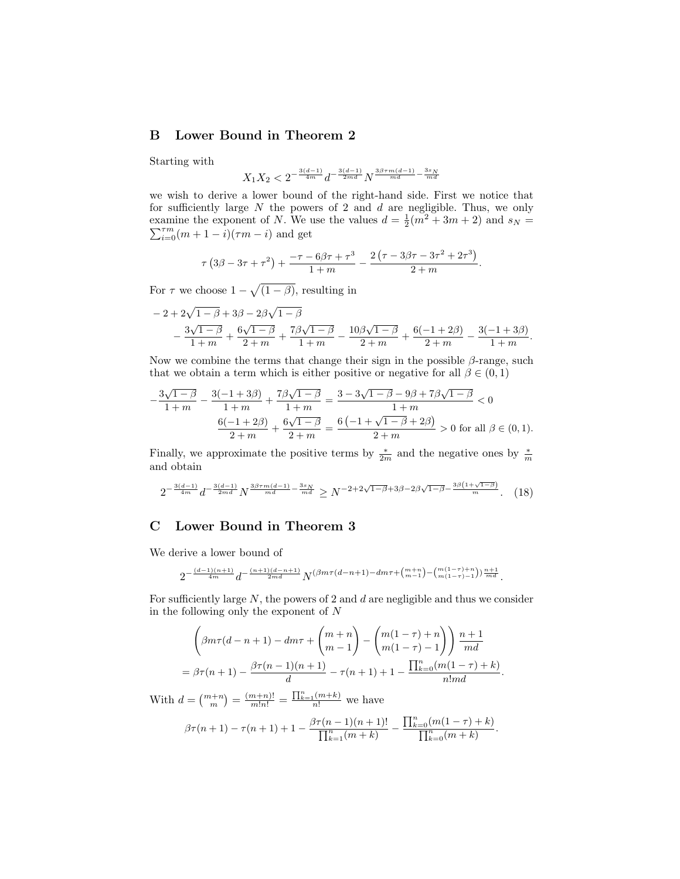## B Lower Bound in Theorem 2

Starting with

$$X_1 X_2 < 2^{-\frac{3(d-1)}{4m}} d^{-\frac{3(d-1)}{2md}} N^{\frac{3\beta\tau m(d-1)}{md} - \frac{3s_N}{md}}$$

we wish to derive a lower bound of the right-hand side. First we notice that for sufficiently large $N$ the powers of 2 and $d$ are negligible. Thus, we only examine the exponent of $N$. We use the values $d = \frac{1}{2}(m^2 + 3m + 2)$ and $s_N = \sum_{i=0}^{\tau m}(m+1-i)(\tau m - i)$ and get

$$\tau\left(3\beta - 3\tau + \tau^2\right) + \frac{-\tau - 6\beta\tau + \tau^3}{1+m} - \frac{2\left(\tau - 3\beta\tau - 3\tau^2 + 2\tau^3\right)}{2+m}.$$

For $\tau$ we choose $1 - \sqrt{(1-\beta)}$, resulting in

$$\begin{aligned}
&-2 + 2\sqrt{1-\beta} + 3\beta - 2\beta\sqrt{1-\beta} \\
&\quad - \frac{3\sqrt{1-\beta}}{1+m} + \frac{6\sqrt{1-\beta}}{2+m} + \frac{7\beta\sqrt{1-\beta}}{1+m} - \frac{10\beta\sqrt{1-\beta}}{2+m} + \frac{6(-1+2\beta)}{2+m} - \frac{3(-1+3\beta)}{1+m}.
\end{aligned}$$

Now we combine the terms that change their sign in the possible $\beta$-range, such that we obtain a term which is either positive or negative for all $\beta \in (0,1)$

$$-\frac{3\sqrt{1-\beta}}{1+m} - \frac{3(-1+3\beta)}{1+m} + \frac{7\beta\sqrt{1-\beta}}{1+m} = \frac{3 - 3\sqrt{1-\beta} - 9\beta + 7\beta\sqrt{1-\beta}}{1+m} < 0$$

$$\frac{6(-1+2\beta)}{2+m} + \frac{6\sqrt{1-\beta}}{2+m} = \frac{6\left(-1 + \sqrt{1-\beta} + 2\beta\right)}{2+m} > 0 \text{ for all } \beta \in (0,1).$$

Finally, we approximate the positive terms by $\frac{*}{2m}$ and the negative ones by $\frac{*}{m}$ and obtain

$$2^{-\frac{3(d-1)}{4m}} d^{-\frac{3(d-1)}{2md}} N^{\frac{3\beta\tau m(d-1)}{md} - \frac{3s_N}{md}} \geq N^{-2+2\sqrt{1-\beta}+3\beta-2\beta\sqrt{1-\beta}-\frac{3\beta\left(1+\sqrt{1-\beta}\right)}{m}}. \quad (18)$$

## C Lower Bound in Theorem 3

We derive a lower bound of

$$2^{-\frac{(d-1)(n+1)}{4m}} d^{-\frac{(n+1)(d-n+1)}{2md}} N^{\left(\beta m\tau(d-n+1) - dm\tau + \binom{m+n}{m-1} - \binom{m(1-\tau)+n}{m(1-\tau)-1}\right)\frac{n+1}{md}}.$$

For sufficiently large $N$, the powers of 2 and $d$ are negligible and thus we consider in the following only the exponent of $N$

$$\begin{aligned}
&\left(\beta m\tau(d-n+1) - dm\tau + \binom{m+n}{m-1} - \binom{m(1-\tau)+n}{m(1-\tau)-1}\right)\frac{n+1}{md} \\
&= \beta\tau(n+1) - \frac{\beta\tau(n-1)(n+1)}{d} - \tau(n+1) + 1 - \frac{\prod_{k=0}^{n}(m(1-\tau)+k)}{n!md}.
\end{aligned}$$

With $d = \binom{m+n}{m} = \frac{(m+n)!}{m!n!} = \frac{\prod_{k=1}^{n}(m+k)}{n!}$ we have

$$\beta\tau(n+1) - \tau(n+1) + 1 - \frac{\beta\tau(n-1)(n+1)!}{\prod_{k=1}^{n}(m+k)} - \frac{\prod_{k=0}^{n}(m(1-\tau)+k)}{\prod_{k=0}^{n}(m+k)}.$$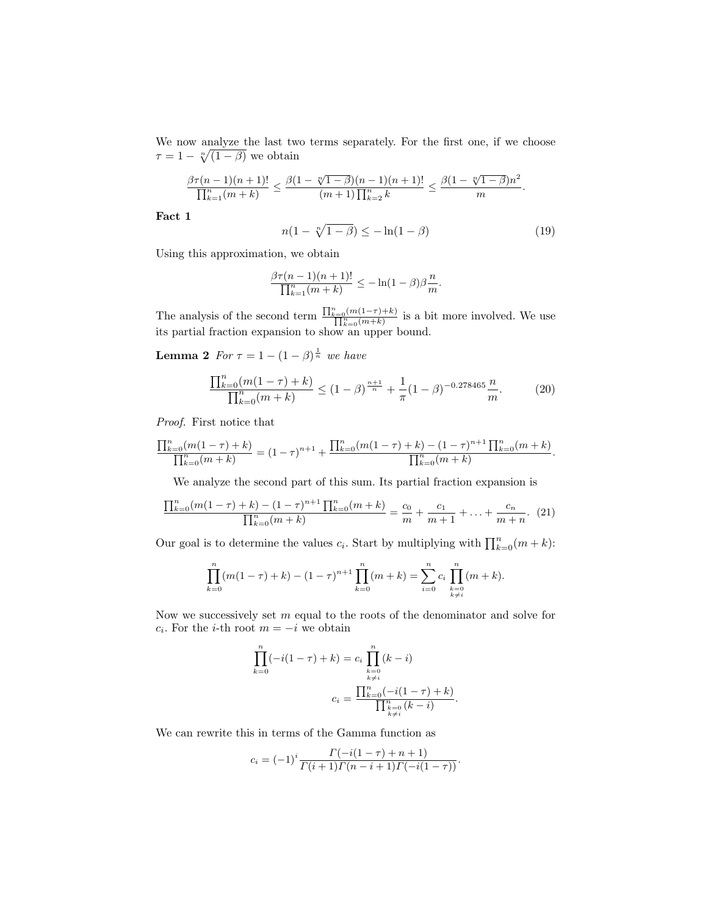We now analyze the last two terms separately. For the first one, if we choose $\tau = 1 - \sqrt[n]{(1-\beta)}$ we obtain

$$\frac{\beta\tau(n-1)(n+1)!}{\prod_{k=1}^{n}(m+k)} \leq \frac{\beta(1-\sqrt[n]{1-\beta})(n-1)(n+1)!}{(m+1)\prod_{k=2}^{n}k} \leq \frac{\beta(1-\sqrt[n]{1-\beta})n^2}{m}.$$

**Fact 1**

$$n(1-\sqrt[n]{1-\beta}) \leq -\ln(1-\beta) \tag{19}$$

Using this approximation, we obtain

$$\frac{\beta\tau(n-1)(n+1)!}{\prod_{k=1}^{n}(m+k)} \leq -\ln(1-\beta)\beta\frac{n}{m}.$$

The analysis of the second term $\frac{\prod_{k=0}^{n}(m(1-\tau)+k)}{\prod_{k=0}^{n}(m+k)}$ is a bit more involved. We use its partial fraction expansion to show an upper bound.

**Lemma 2** *For $\tau = 1-(1-\beta)^{\frac{1}{n}}$ we have*

$$\frac{\prod_{k=0}^{n}(m(1-\tau)+k)}{\prod_{k=0}^{n}(m+k)} \leq (1-\beta)^{\frac{n+1}{n}} + \frac{1}{\pi}(1-\beta)^{-0.278465}\frac{n}{m}. \tag{20}$$

*Proof.* First notice that

$$\frac{\prod_{k=0}^{n}(m(1-\tau)+k)}{\prod_{k=0}^{n}(m+k)} = (1-\tau)^{n+1} + \frac{\prod_{k=0}^{n}(m(1-\tau)+k) - (1-\tau)^{n+1}\prod_{k=0}^{n}(m+k)}{\prod_{k=0}^{n}(m+k)}.$$

We analyze the second part of this sum. Its partial fraction expansion is

$$\frac{\prod_{k=0}^{n}(m(1-\tau)+k) - (1-\tau)^{n+1}\prod_{k=0}^{n}(m+k)}{\prod_{k=0}^{n}(m+k)} = \frac{c_0}{m} + \frac{c_1}{m+1} + \ldots + \frac{c_n}{m+n}. \tag{21}$$

Our goal is to determine the values $c_i$. Start by multiplying with $\prod_{k=0}^{n}(m+k)$:

$$\prod_{k=0}^{n}(m(1-\tau)+k) - (1-\tau)^{n+1}\prod_{k=0}^{n}(m+k) = \sum_{i=0}^{n} c_i \prod_{\substack{k=0\\k\neq i}}^{n}(m+k).$$

Now we successively set $m$ equal to the roots of the denominator and solve for $c_i$. For the $i$-th root $m = -i$ we obtain

$$\prod_{k=0}^{n}(-i(1-\tau)+k) = c_i \prod_{\substack{k=0\\k\neq i}}^{n}(k-i)$$

$$c_i = \frac{\prod_{k=0}^{n}(-i(1-\tau)+k)}{\prod_{\substack{k=0\\k\neq i}}^{n}(k-i)}.$$

We can rewrite this in terms of the Gamma function as

$$c_i = (-1)^i \frac{\Gamma(-i(1-\tau)+n+1)}{\Gamma(i+1)\Gamma(n-i+1)\Gamma(-i(1-\tau))}.$$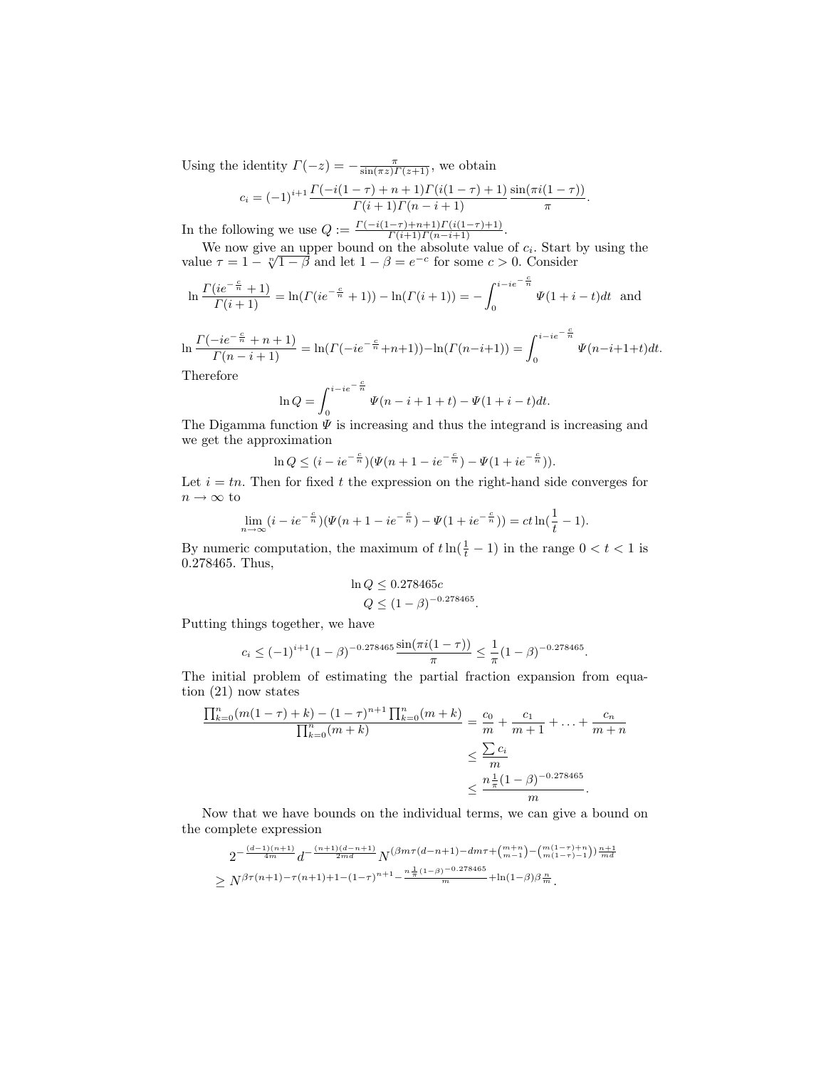Using the identity $\Gamma(-z) = -\frac{\pi}{\sin(\pi z)\Gamma(z+1)}$, we obtain

$$c_i = (-1)^{i+1}\frac{\Gamma(-i(1-\tau)+n+1)\Gamma(i(1-\tau)+1)}{\Gamma(i+1)\Gamma(n-i+1)}\frac{\sin(\pi i(1-\tau))}{\pi}.$$

In the following we use $Q := \frac{\Gamma(-i(1-\tau)+n+1)\Gamma(i(1-\tau)+1)}{\Gamma(i+1)\Gamma(n-i+1)}$.

We now give an upper bound on the absolute value of $c_i$. Start by using the value $\tau = 1 - \sqrt[n]{1-\beta}$ and let $1-\beta = e^{-c}$ for some $c > 0$. Consider

$$\ln\frac{\Gamma(ie^{-\frac{c}{n}}+1)}{\Gamma(i+1)} = \ln(\Gamma(ie^{-\frac{c}{n}}+1)) - \ln(\Gamma(i+1)) = -\int_0^{i-ie^{-\frac{c}{n}}} \Psi(1+i-t)dt \text{ and}$$

$$\ln\frac{\Gamma(-ie^{-\frac{c}{n}}+n+1)}{\Gamma(n-i+1)} = \ln(\Gamma(-ie^{-\frac{c}{n}}+n+1)) - \ln(\Gamma(n-i+1)) = \int_0^{i-ie^{-\frac{c}{n}}} \Psi(n-i+1+t)dt.$$

Therefore

$$\ln Q = \int_0^{i-ie^{-\frac{c}{n}}} \Psi(n-i+1+t) - \Psi(1+i-t)dt.$$

The Digamma function $\Psi$ is increasing and thus the integrand is increasing and we get the approximation

$$\ln Q \leq (i - ie^{-\frac{c}{n}})(\Psi(n+1-ie^{-\frac{c}{n}}) - \Psi(1+ie^{-\frac{c}{n}})).$$

Let $i = tn$. Then for fixed $t$ the expression on the right-hand side converges for $n \to \infty$ to

$$\lim_{n\to\infty}(i - ie^{-\frac{c}{n}})(\Psi(n+1-ie^{-\frac{c}{n}}) - \Psi(1+ie^{-\frac{c}{n}})) = ct\ln(\frac{1}{t}-1).$$

By numeric computation, the maximum of $t\ln(\frac{1}{t}-1)$ in the range $0 < t < 1$ is 0.278465. Thus,

$$\begin{aligned}
\ln Q &\leq 0.278465c \\
Q &\leq (1-\beta)^{-0.278465}.
\end{aligned}$$

Putting things together, we have

$$c_i \leq (-1)^{i+1}(1-\beta)^{-0.278465}\frac{\sin(\pi i(1-\tau))}{\pi} \leq \frac{1}{\pi}(1-\beta)^{-0.278465}.$$

The initial problem of estimating the partial fraction expansion from equation (21) now states

$$\begin{aligned}
\frac{\prod_{k=0}^n(m(1-\tau)+k) - (1-\tau)^{n+1}\prod_{k=0}^n(m+k)}{\prod_{k=0}^n(m+k)} &= \frac{c_0}{m} + \frac{c_1}{m+1} + \ldots + \frac{c_n}{m+n} \\
&\leq \frac{\sum c_i}{m} \\
&\leq \frac{n\frac{1}{\pi}(1-\beta)^{-0.278465}}{m}.
\end{aligned}$$

Now that we have bounds on the individual terms, we can give a bound on the complete expression

$$\begin{aligned}
&2^{-\frac{(d-1)(n+1)}{4m}} d^{-\frac{(n+1)(d-n+1)}{2md}} N^{(\beta m\tau(d-n+1) - dm\tau + \binom{m+n}{m-1} - \binom{m(1-\tau)+n}{m(1-\tau)-1})\frac{n+1}{md}} \\
&\geq N^{\beta\tau(n+1) - \tau(n+1) + 1 - (1-\tau)^{n+1} - \frac{n\frac{1}{\pi}(1-\beta)^{-0.278465}}{m} + \ln(1-\beta)\beta\frac{n}{m}}.
\end{aligned}$$